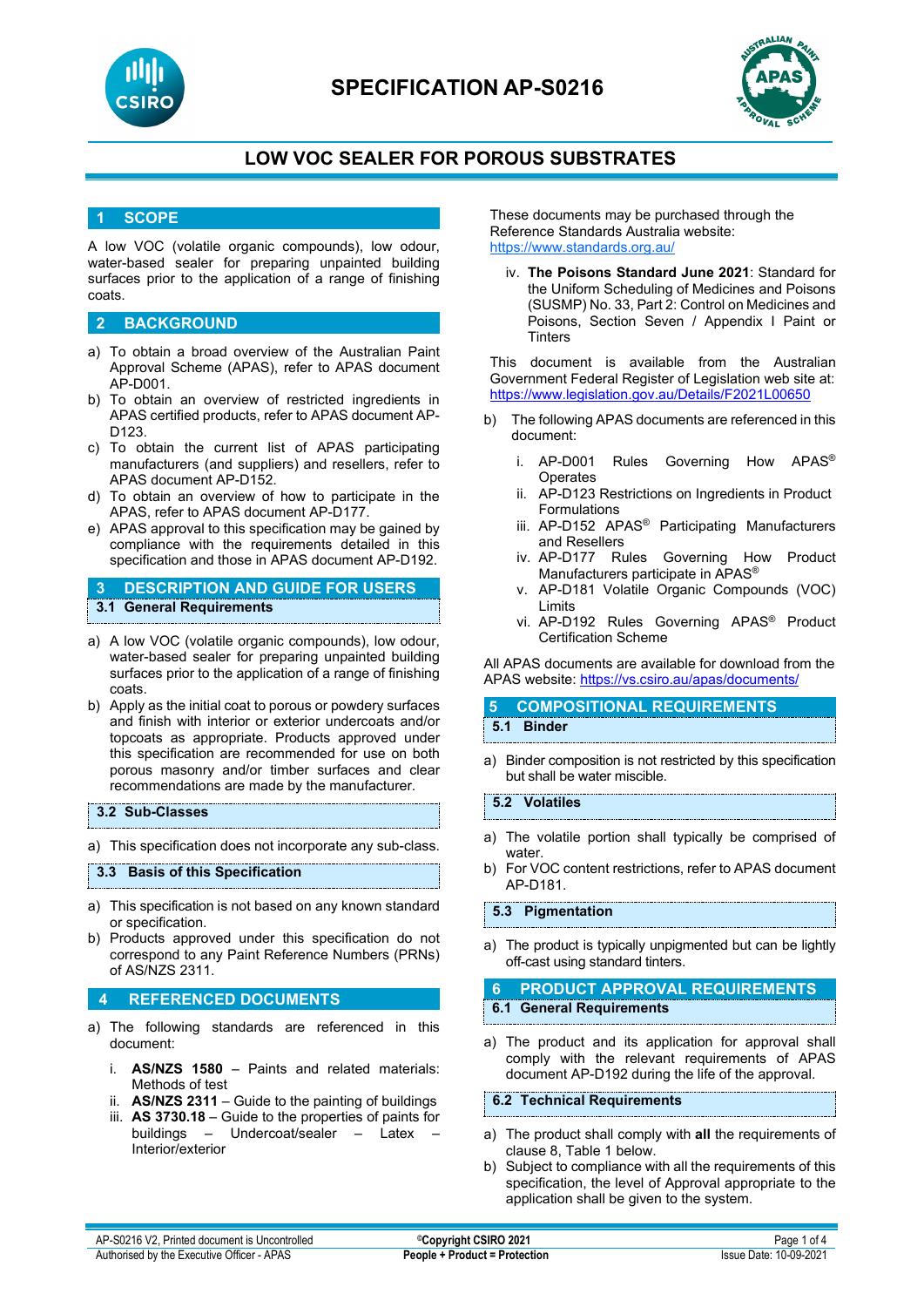# SPECIFICATION AP-S0216

## LOW VOC SEALER FOR POROUS SUBSTRATES

## 1 SCOPE

A low VOC (volatile organic compounds), low odour, water-based sealer for preparing unpainted building surfaces prior to the application of a range of finishing coats.

## 2 BACKGROUND

a) To obtain a broad overview of the Australian Paint Approval Scheme (APAS), refer to APAS document AP-D001.
b) To obtain an overview of restricted ingredients in APAS certified products, refer to APAS document AP-D123.
c) To obtain the current list of APAS participating manufacturers (and suppliers) and resellers, refer to APAS document AP-D152.
d) To obtain an overview of how to participate in the APAS, refer to APAS document AP-D177.
e) APAS approval to this specification may be gained by compliance with the requirements detailed in this specification and those in APAS document AP-D192.

## 3 DESCRIPTION AND GUIDE FOR USERS

### 3.1 General Requirements

a) A low VOC (volatile organic compounds), low odour, water-based sealer for preparing unpainted building surfaces prior to the application of a range of finishing coats.
b) Apply as the initial coat to porous or powdery surfaces and finish with interior or exterior undercoats and/or topcoats as appropriate. Products approved under this specification are recommended for use on both porous masonry and/or timber surfaces and clear recommendations are made by the manufacturer.

### 3.2 Sub-Classes

a) This specification does not incorporate any sub-class.

### 3.3 Basis of this Specification

a) This specification is not based on any known standard or specification.
b) Products approved under this specification do not correspond to any Paint Reference Numbers (PRNs) of AS/NZS 2311.

## 4 REFERENCED DOCUMENTS

a) The following standards are referenced in this document:

   i. **AS/NZS 1580** – Paints and related materials: Methods of test
   ii. **AS/NZS 2311** – Guide to the painting of buildings
   iii. **AS 3730.18** – Guide to the properties of paints for buildings – Undercoat/sealer – Latex – Interior/exterior

These documents may be purchased through the Reference Standards Australia website: https://www.standards.org.au/

   iv. **The Poisons Standard June 2021**: Standard for the Uniform Scheduling of Medicines and Poisons (SUSMP) No. 33, Part 2: Control on Medicines and Poisons, Section Seven / Appendix I Paint or Tinters

This document is available from the Australian Government Federal Register of Legislation web site at: https://www.legislation.gov.au/Details/F2021L00650

b) The following APAS documents are referenced in this document:

   i. AP-D001 Rules Governing How APAS® Operates
   ii. AP-D123 Restrictions on Ingredients in Product Formulations
   iii. AP-D152 APAS® Participating Manufacturers and Resellers
   iv. AP-D177 Rules Governing How Product Manufacturers participate in APAS®
   v. AP-D181 Volatile Organic Compounds (VOC) Limits
   vi. AP-D192 Rules Governing APAS® Product Certification Scheme

All APAS documents are available for download from the APAS website: https://vs.csiro.au/apas/documents/

## 5 COMPOSITIONAL REQUIREMENTS

### 5.1 Binder

a) Binder composition is not restricted by this specification but shall be water miscible.

### 5.2 Volatiles

a) The volatile portion shall typically be comprised of water.
b) For VOC content restrictions, refer to APAS document AP-D181.

### 5.3 Pigmentation

a) The product is typically unpigmented but can be lightly off-cast using standard tinters.

## 6 PRODUCT APPROVAL REQUIREMENTS

### 6.1 General Requirements

a) The product and its application for approval shall comply with the relevant requirements of APAS document AP-D192 during the life of the approval.

### 6.2 Technical Requirements

a) The product shall comply with **all** the requirements of clause 8, Table 1 below.
b) Subject to compliance with all the requirements of this specification, the level of Approval appropriate to the application shall be given to the system.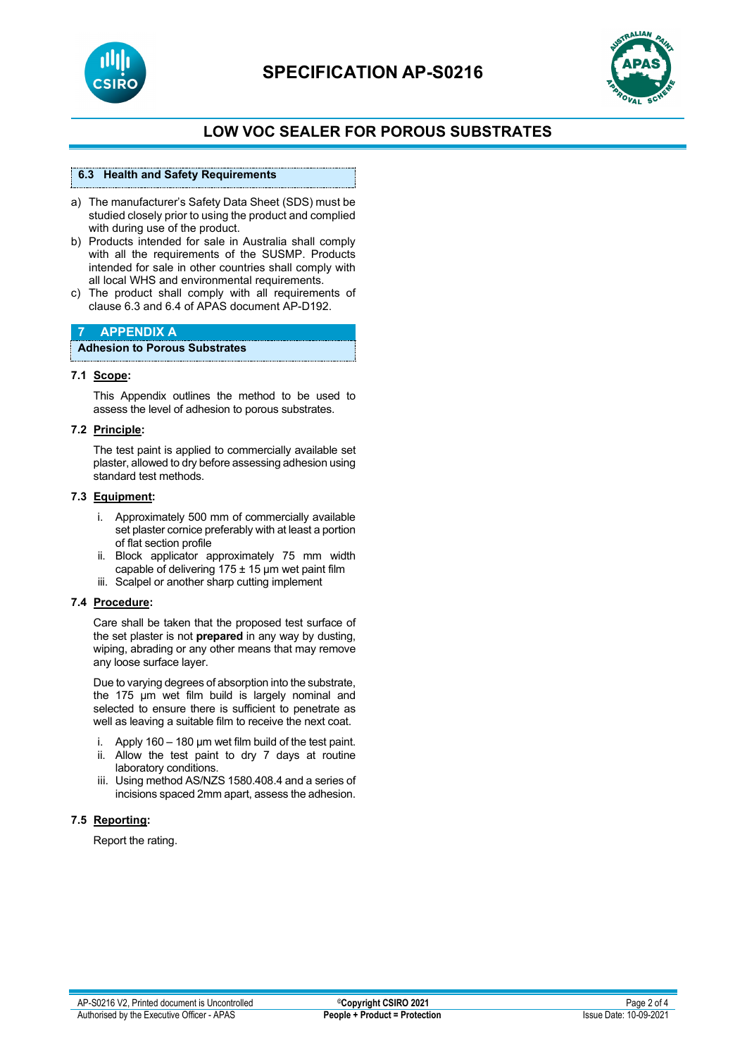### 6.3 Health and Safety Requirements

a) The manufacturer's Safety Data Sheet (SDS) must be studied closely prior to using the product and complied with during use of the product.
b) Products intended for sale in Australia shall comply with all the requirements of the SUSMP. Products intended for sale in other countries shall comply with all local WHS and environmental requirements.
c) The product shall comply with all requirements of clause 6.3 and 6.4 of APAS document AP-D192.

## 7 APPENDIX A

### Adhesion to Porous Substrates

**7.1 Scope:**

This Appendix outlines the method to be used to assess the level of adhesion to porous substrates.

**7.2 Principle:**

The test paint is applied to commercially available set plaster, allowed to dry before assessing adhesion using standard test methods.

**7.3 Equipment:**

i. Approximately 500 mm of commercially available set plaster cornice preferably with at least a portion of flat section profile
ii. Block applicator approximately 75 mm width capable of delivering 175 ± 15 µm wet paint film
iii. Scalpel or another sharp cutting implement

**7.4 Procedure:**

Care shall be taken that the proposed test surface of the set plaster is not **prepared** in any way by dusting, wiping, abrading or any other means that may remove any loose surface layer.

Due to varying degrees of absorption into the substrate, the 175 µm wet film build is largely nominal and selected to ensure there is sufficient to penetrate as well as leaving a suitable film to receive the next coat.

i. Apply 160 – 180 µm wet film build of the test paint.
ii. Allow the test paint to dry 7 days at routine laboratory conditions.
iii. Using method AS/NZS 1580.408.4 and a series of incisions spaced 2mm apart, assess the adhesion.

**7.5 Reporting:**

Report the rating.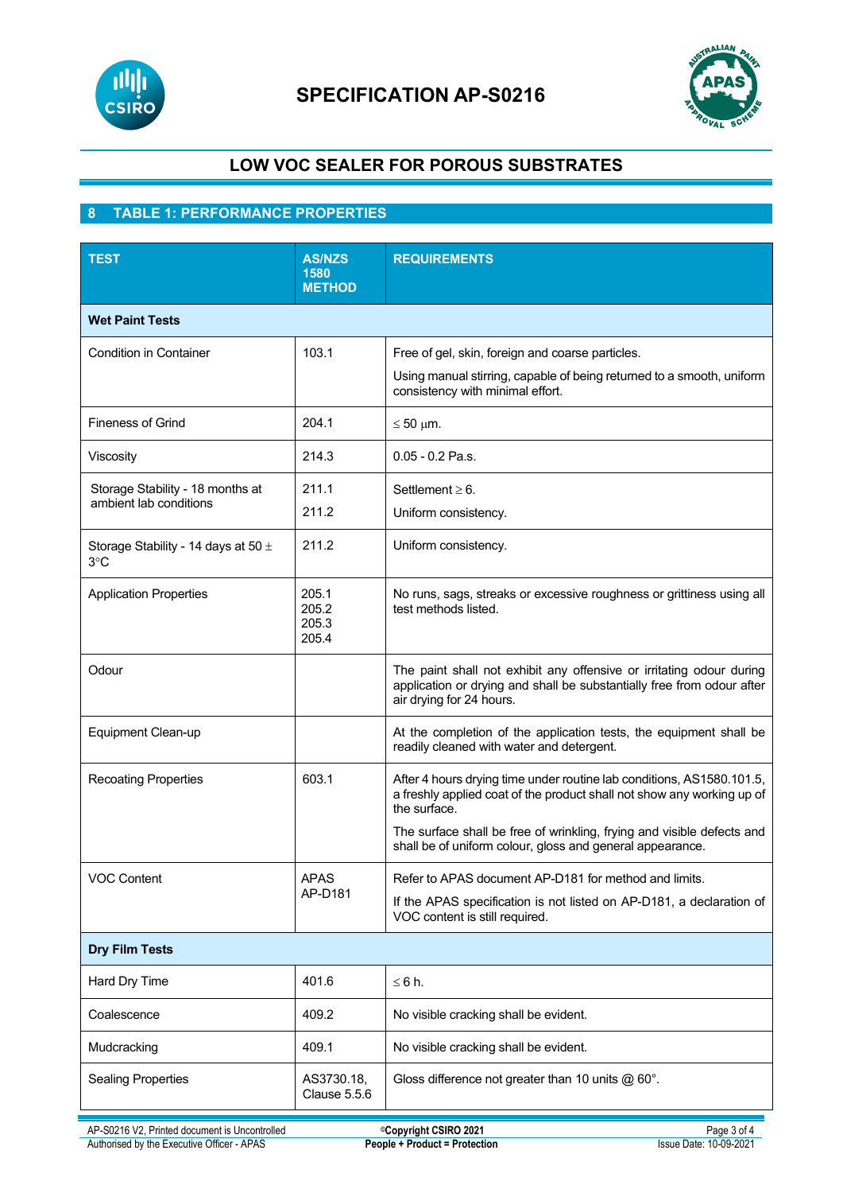# SPECIFICATION AP-S0216

## LOW VOC SEALER FOR POROUS SUBSTRATES

## 8 TABLE 1: PERFORMANCE PROPERTIES

| TEST | AS/NZS 1580 METHOD | REQUIREMENTS |
|---|---|---|
| **Wet Paint Tests** | | |
| Condition in Container | 103.1 | Free of gel, skin, foreign and coarse particles.<br>Using manual stirring, capable of being returned to a smooth, uniform consistency with minimal effort. |
| Fineness of Grind | 204.1 | ≤ 50 μm. |
| Viscosity | 214.3 | 0.05 - 0.2 Pa.s. |
| Storage Stability - 18 months at ambient lab conditions | 211.1<br>211.2 | Settlement ≥ 6.<br>Uniform consistency. |
| Storage Stability - 14 days at 50 ± 3°C | 211.2 | Uniform consistency. |
| Application Properties | 205.1<br>205.2<br>205.3<br>205.4 | No runs, sags, streaks or excessive roughness or grittiness using all test methods listed. |
| Odour | | The paint shall not exhibit any offensive or irritating odour during application or drying and shall be substantially free from odour after air drying for 24 hours. |
| Equipment Clean-up | | At the completion of the application tests, the equipment shall be readily cleaned with water and detergent. |
| Recoating Properties | 603.1 | After 4 hours drying time under routine lab conditions, AS1580.101.5, a freshly applied coat of the product shall not show any working up of the surface.<br>The surface shall be free of wrinkling, frying and visible defects and shall be of uniform colour, gloss and general appearance. |
| VOC Content | APAS AP-D181 | Refer to APAS document AP-D181 for method and limits.<br>If the APAS specification is not listed on AP-D181, a declaration of VOC content is still required. |
| **Dry Film Tests** | | |
| Hard Dry Time | 401.6 | ≤ 6 h. |
| Coalescence | 409.2 | No visible cracking shall be evident. |
| Mudcracking | 409.1 | No visible cracking shall be evident. |
| Sealing Properties | AS3730.18, Clause 5.5.6 | Gloss difference not greater than 10 units @ 60°. |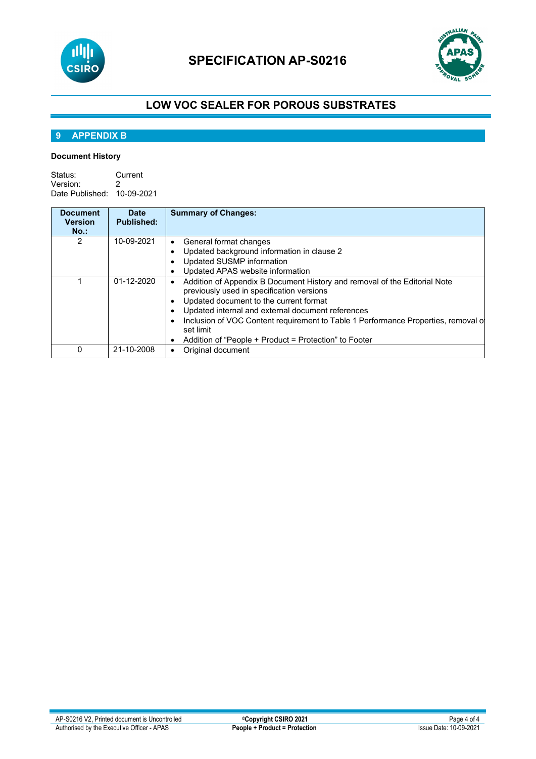# SPECIFICATION AP-S0216

## LOW VOC SEALER FOR POROUS SUBSTRATES

## 9 APPENDIX B

**Document History**

Status: Current
Version: 2
Date Published: 10-09-2021

| Document Version No.: | Date Published: | Summary of Changes: |
|---|---|---|
| 2 | 10-09-2021 | • General format changes<br>• Updated background information in clause 2<br>• Updated SUSMP information<br>• Updated APAS website information |
| 1 | 01-12-2020 | • Addition of Appendix B Document History and removal of the Editorial Note previously used in specification versions<br>• Updated document to the current format<br>• Updated internal and external document references<br>• Inclusion of VOC Content requirement to Table 1 Performance Properties, removal of set limit<br>• Addition of "People + Product = Protection" to Footer |
| 0 | 21-10-2008 | • Original document |